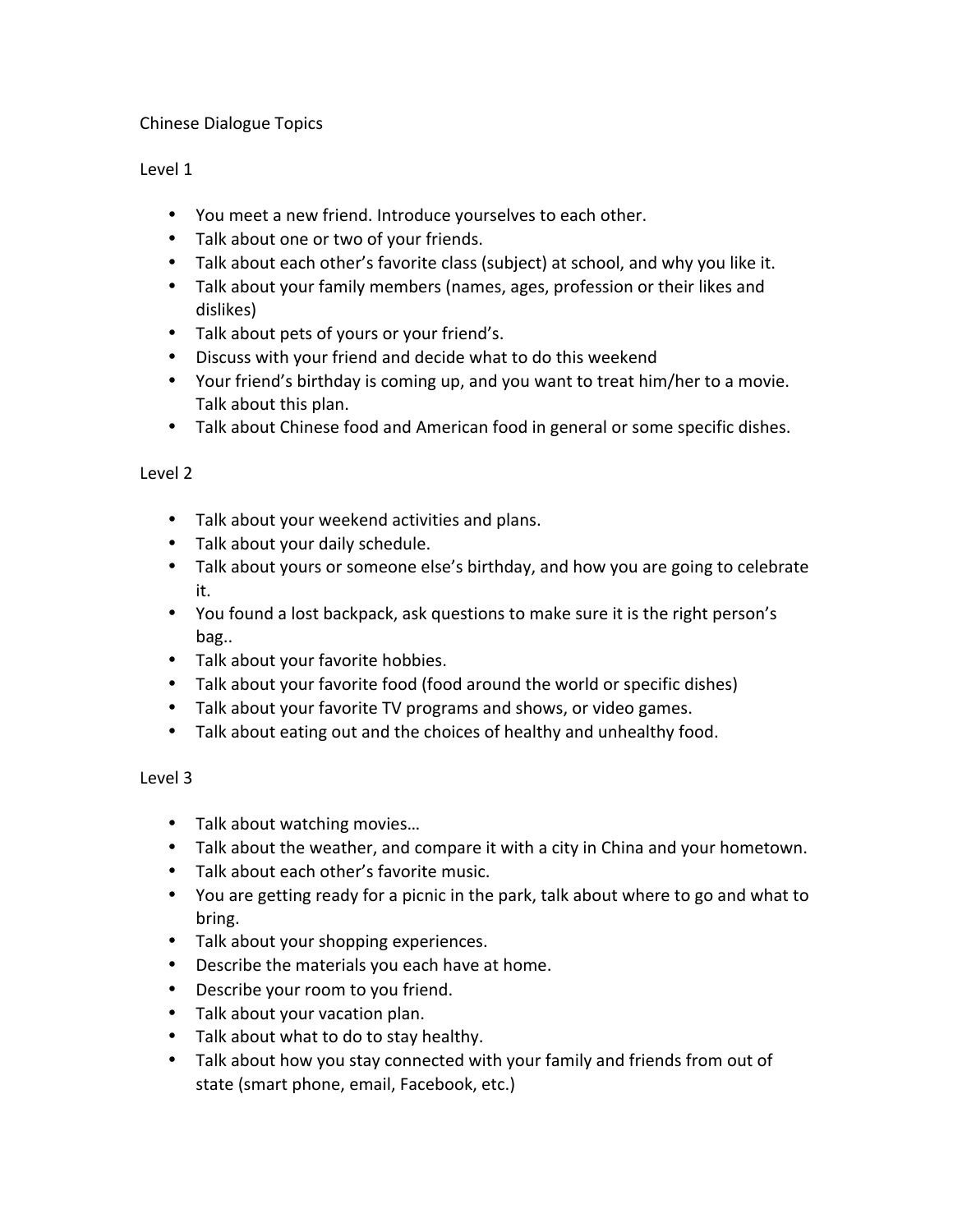# Chinese Dialogue Topics

## Level 1

- You meet a new friend. Introduce yourselves to each other.
- Talk about one or two of your friends.
- Talk about each other's favorite class (subject) at school, and why you like it.
- Talk about your family members (names, ages, profession or their likes and dislikes)
- Talk about pets of yours or your friend's.
- Discuss with your friend and decide what to do this weekend
- Your friend's birthday is coming up, and you want to treat him/her to a movie. Talk about this plan.
- Talk about Chinese food and American food in general or some specific dishes.

## Level 2

- Talk about your weekend activities and plans.
- Talk about your daily schedule.
- Talk about yours or someone else's birthday, and how you are going to celebrate it.
- You found a lost backpack, ask questions to make sure it is the right person's bag..
- Talk about your favorite hobbies.
- Talk about your favorite food (food around the world or specific dishes)
- Talk about your favorite TV programs and shows, or video games.
- Talk about eating out and the choices of healthy and unhealthy food.

## Level 3

- Talk about watching movies…
- Talk about the weather, and compare it with a city in China and your hometown.
- Talk about each other's favorite music.
- You are getting ready for a picnic in the park, talk about where to go and what to bring.
- Talk about your shopping experiences.
- Describe the materials you each have at home.
- Describe your room to you friend.
- Talk about your vacation plan.
- Talk about what to do to stay healthy.
- Talk about how you stay connected with your family and friends from out of state (smart phone, email, Facebook, etc.)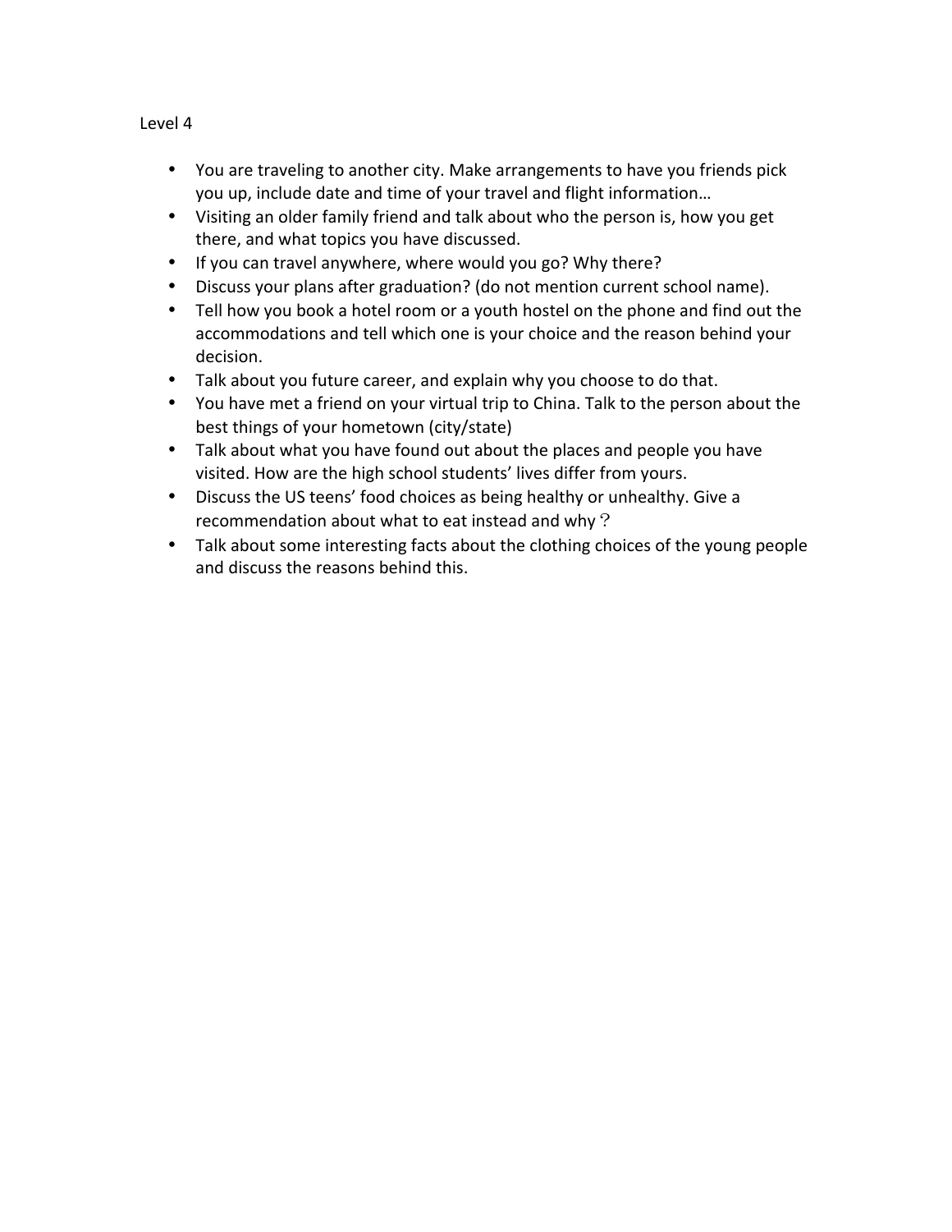Level 4

- You are traveling to another city. Make arrangements to have you friends pick you up, include date and time of your travel and flight information…
- Visiting an older family friend and talk about who the person is, how you get there, and what topics you have discussed.
- If you can travel anywhere, where would you go? Why there?
- Discuss your plans after graduation? (do not mention current school name).
- Tell how you book a hotel room or a youth hostel on the phone and find out the accommodations and tell which one is your choice and the reason behind your decision.
- Talk about you future career, and explain why you choose to do that.
- You have met a friend on your virtual trip to China. Talk to the person about the best things of your hometown (city/state)
- Talk about what you have found out about the places and people you have visited. How are the high school students' lives differ from yours.
- Discuss the US teens' food choices as being healthy or unhealthy. Give a recommendation about what to eat instead and why？
- Talk about some interesting facts about the clothing choices of the young people and discuss the reasons behind this.